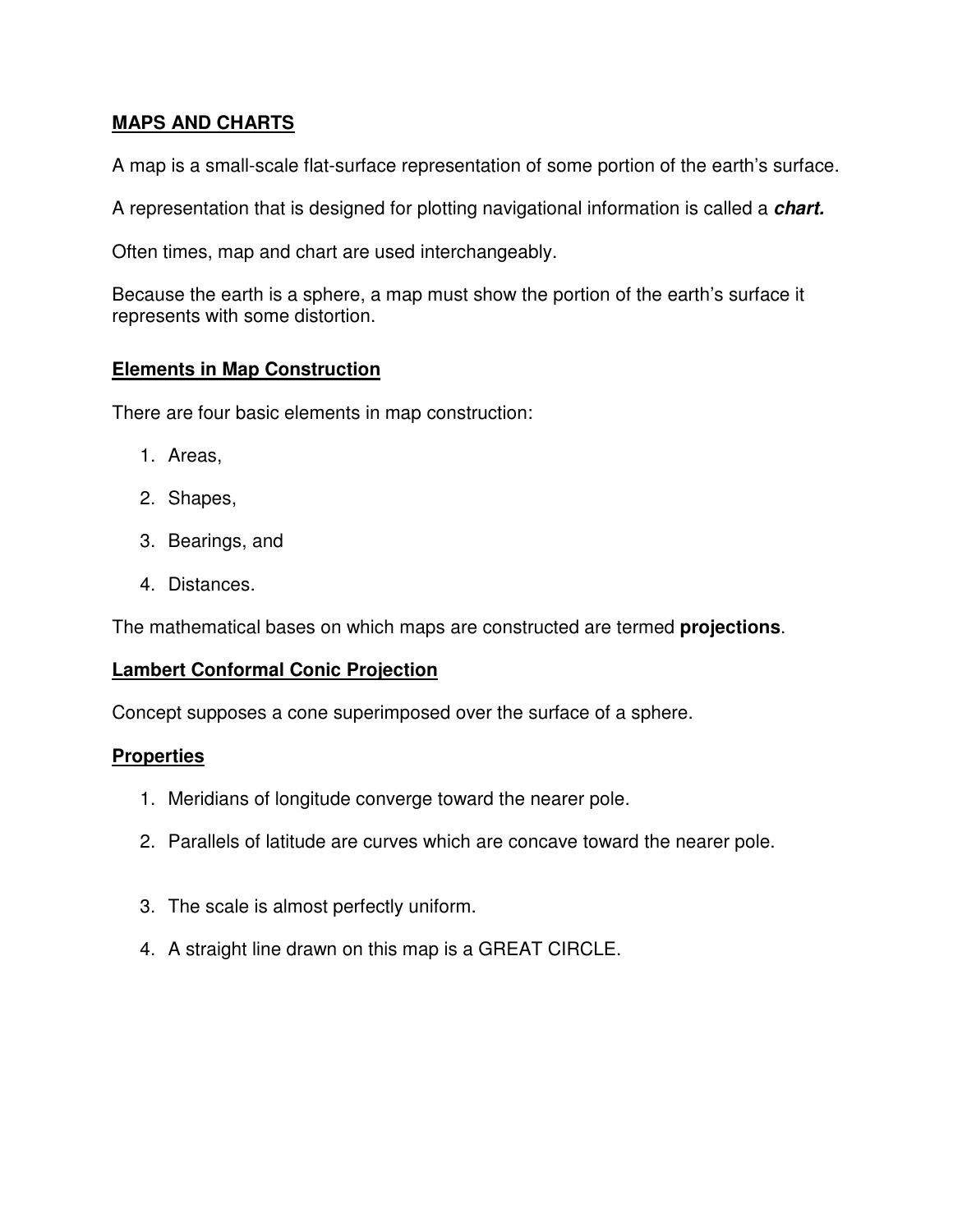# MAPS AND CHARTS

A map is a small-scale flat-surface representation of some portion of the earth's surface.

A representation that is designed for plotting navigational information is called a ***chart.***

Often times, map and chart are used interchangeably.

Because the earth is a sphere, a map must show the portion of the earth's surface it represents with some distortion.

## Elements in Map Construction

There are four basic elements in map construction:

1. Areas,
2. Shapes,
3. Bearings, and
4. Distances.

The mathematical bases on which maps are constructed are termed **projections**.

## Lambert Conformal Conic Projection

Concept supposes a cone superimposed over the surface of a sphere.

### Properties

1. Meridians of longitude converge toward the nearer pole.
2. Parallels of latitude are curves which are concave toward the nearer pole.
3. The scale is almost perfectly uniform.
4. A straight line drawn on this map is a GREAT CIRCLE.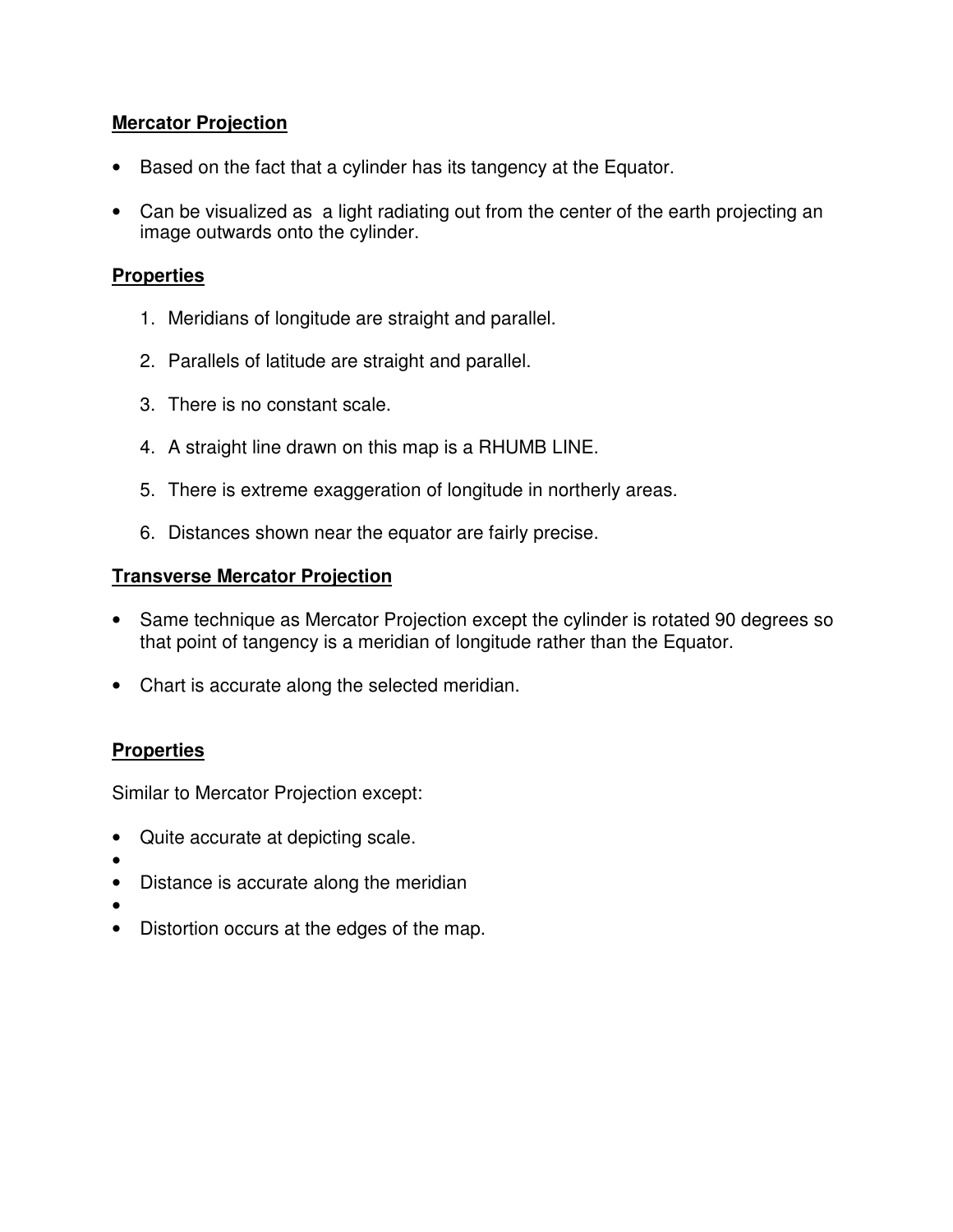## Mercator Projection

- Based on the fact that a cylinder has its tangency at the Equator.
- Can be visualized as a light radiating out from the center of the earth projecting an image outwards onto the cylinder.

### Properties

1. Meridians of longitude are straight and parallel.
2. Parallels of latitude are straight and parallel.
3. There is no constant scale.
4. A straight line drawn on this map is a RHUMB LINE.
5. There is extreme exaggeration of longitude in northerly areas.
6. Distances shown near the equator are fairly precise.

## Transverse Mercator Projection

- Same technique as Mercator Projection except the cylinder is rotated 90 degrees so that point of tangency is a meridian of longitude rather than the Equator.
- Chart is accurate along the selected meridian.

### Properties

Similar to Mercator Projection except:

- Quite accurate at depicting scale.
- Distance is accurate along the meridian
- Distortion occurs at the edges of the map.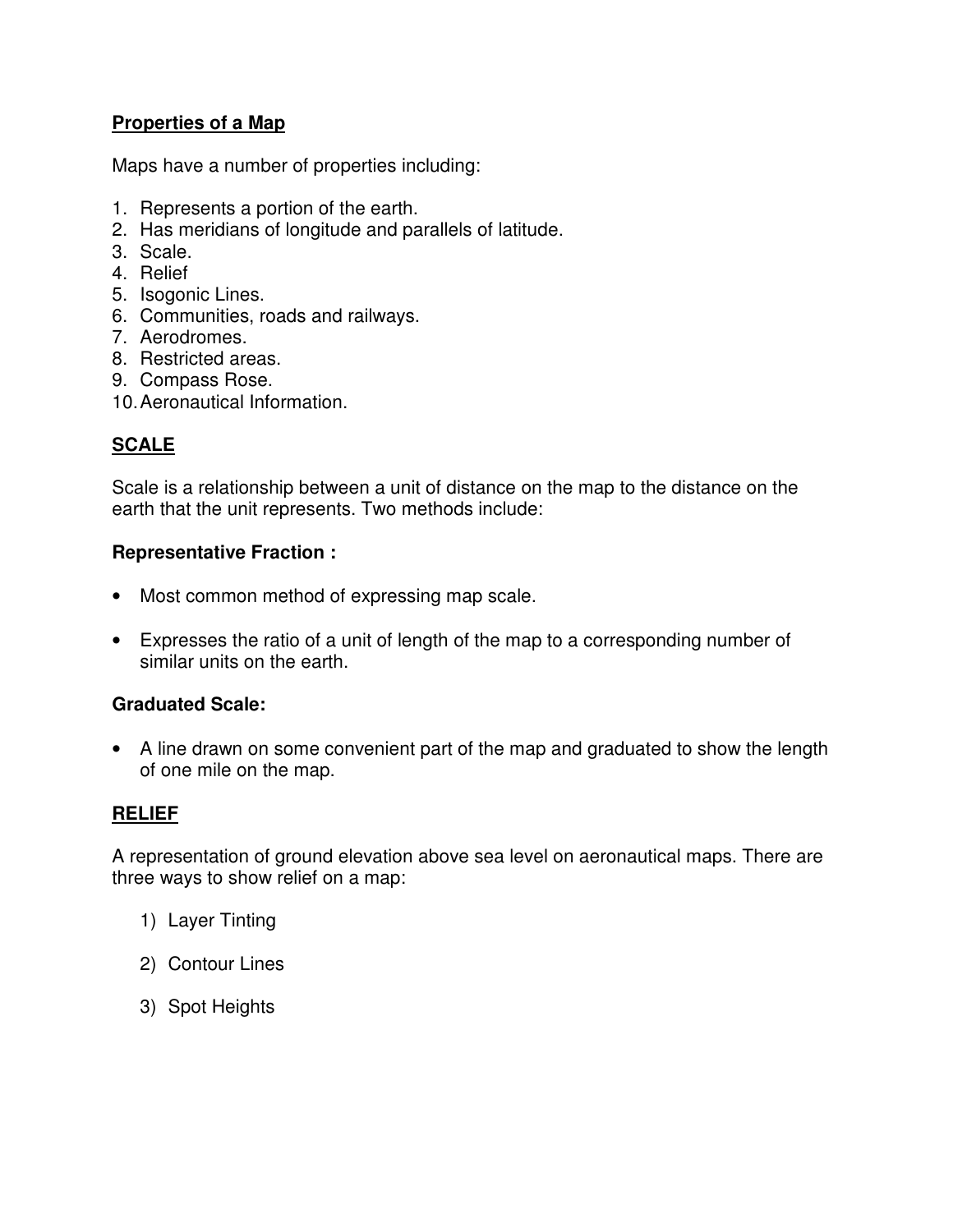## Properties of a Map

Maps have a number of properties including:

1. Represents a portion of the earth.
2. Has meridians of longitude and parallels of latitude.
3. Scale.
4. Relief
5. Isogonic Lines.
6. Communities, roads and railways.
7. Aerodromes.
8. Restricted areas.
9. Compass Rose.
10. Aeronautical Information.

## SCALE

Scale is a relationship between a unit of distance on the map to the distance on the earth that the unit represents. Two methods include:

### Representative Fraction :

- Most common method of expressing map scale.
- Expresses the ratio of a unit of length of the map to a corresponding number of similar units on the earth.

### Graduated Scale:

- A line drawn on some convenient part of the map and graduated to show the length of one mile on the map.

## RELIEF

A representation of ground elevation above sea level on aeronautical maps. There are three ways to show relief on a map:

1) Layer Tinting
2) Contour Lines
3) Spot Heights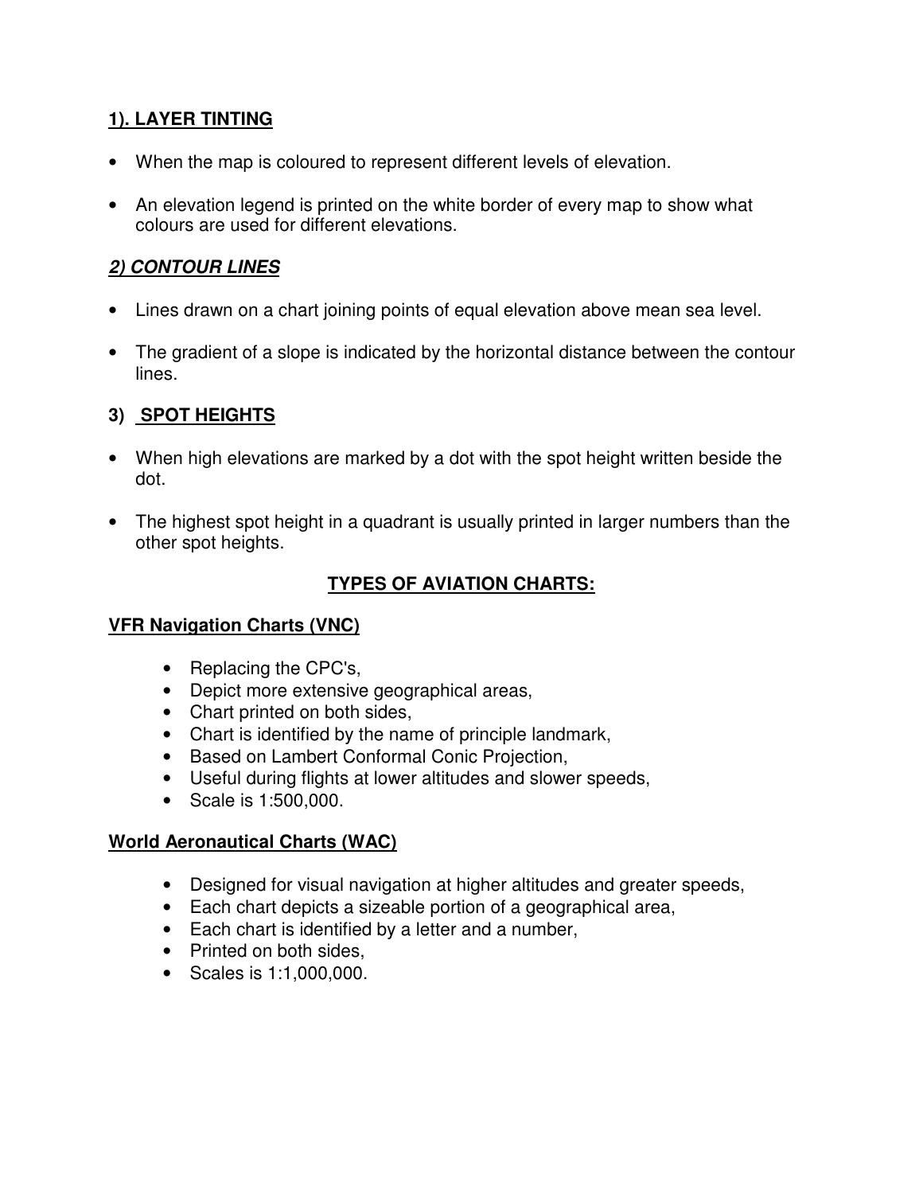### **1). LAYER TINTING**

- When the map is coloured to represent different levels of elevation.
- An elevation legend is printed on the white border of every map to show what colours are used for different elevations.

### ***2) CONTOUR LINES***

- Lines drawn on a chart joining points of equal elevation above mean sea level.
- The gradient of a slope is indicated by the horizontal distance between the contour lines.

### **3) SPOT HEIGHTS**

- When high elevations are marked by a dot with the spot height written beside the dot.
- The highest spot height in a quadrant is usually printed in larger numbers than the other spot heights.

## **TYPES OF AVIATION CHARTS:**

### **VFR Navigation Charts (VNC)**

- Replacing the CPC's,
- Depict more extensive geographical areas,
- Chart printed on both sides,
- Chart is identified by the name of principle landmark,
- Based on Lambert Conformal Conic Projection,
- Useful during flights at lower altitudes and slower speeds,
- Scale is 1:500,000.

### **World Aeronautical Charts (WAC)**

- Designed for visual navigation at higher altitudes and greater speeds,
- Each chart depicts a sizeable portion of a geographical area,
- Each chart is identified by a letter and a number,
- Printed on both sides,
- Scales is 1:1,000,000.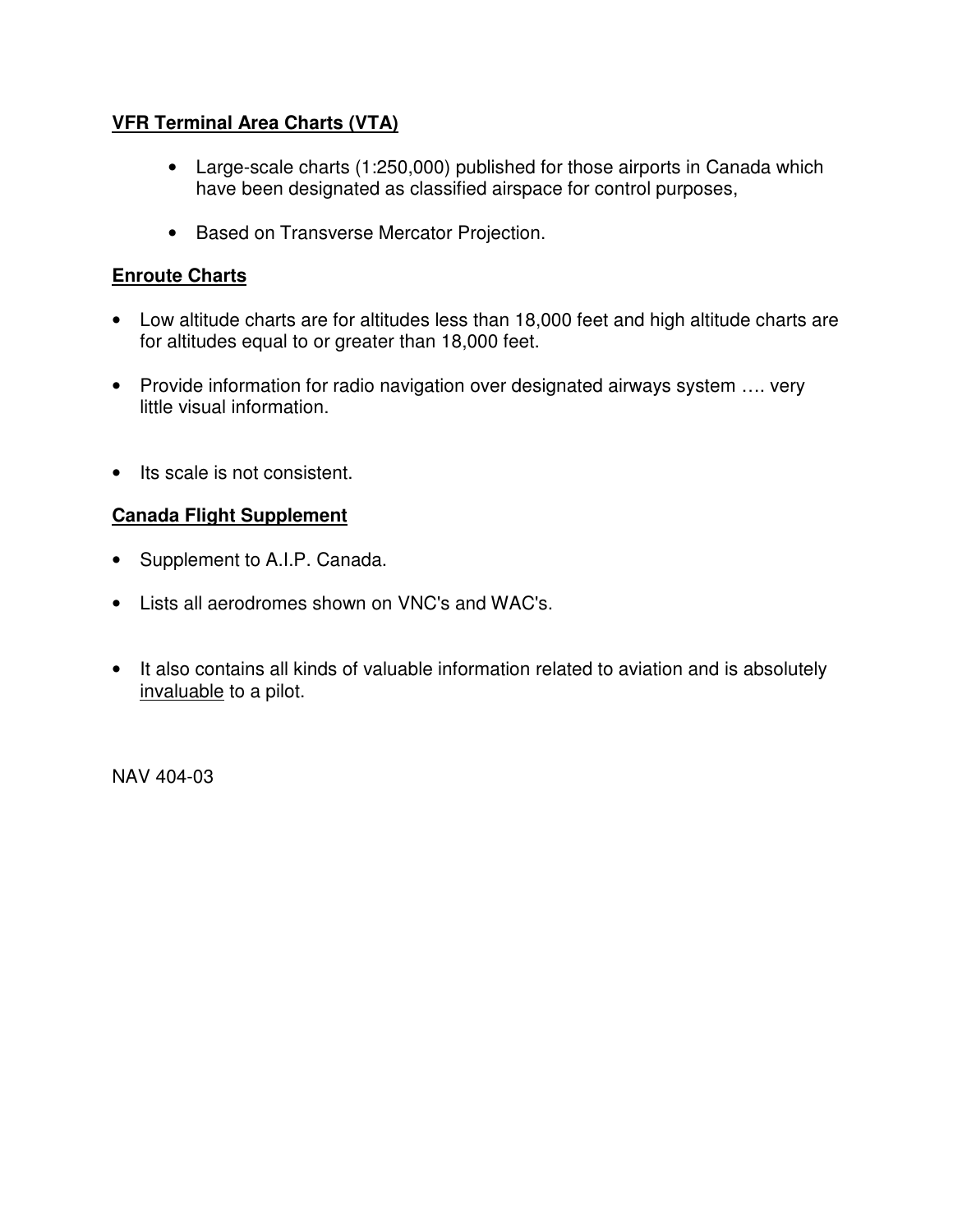**VFR Terminal Area Charts (VTA)**

- Large-scale charts (1:250,000) published for those airports in Canada which have been designated as classified airspace for control purposes,
- Based on Transverse Mercator Projection.

**Enroute Charts**

- Low altitude charts are for altitudes less than 18,000 feet and high altitude charts are for altitudes equal to or greater than 18,000 feet.
- Provide information for radio navigation over designated airways system …. very little visual information.
- Its scale is not consistent.

**Canada Flight Supplement**

- Supplement to A.I.P. Canada.
- Lists all aerodromes shown on VNC's and WAC's.
- It also contains all kinds of valuable information related to aviation and is absolutely <u>invaluable</u> to a pilot.

NAV 404-03